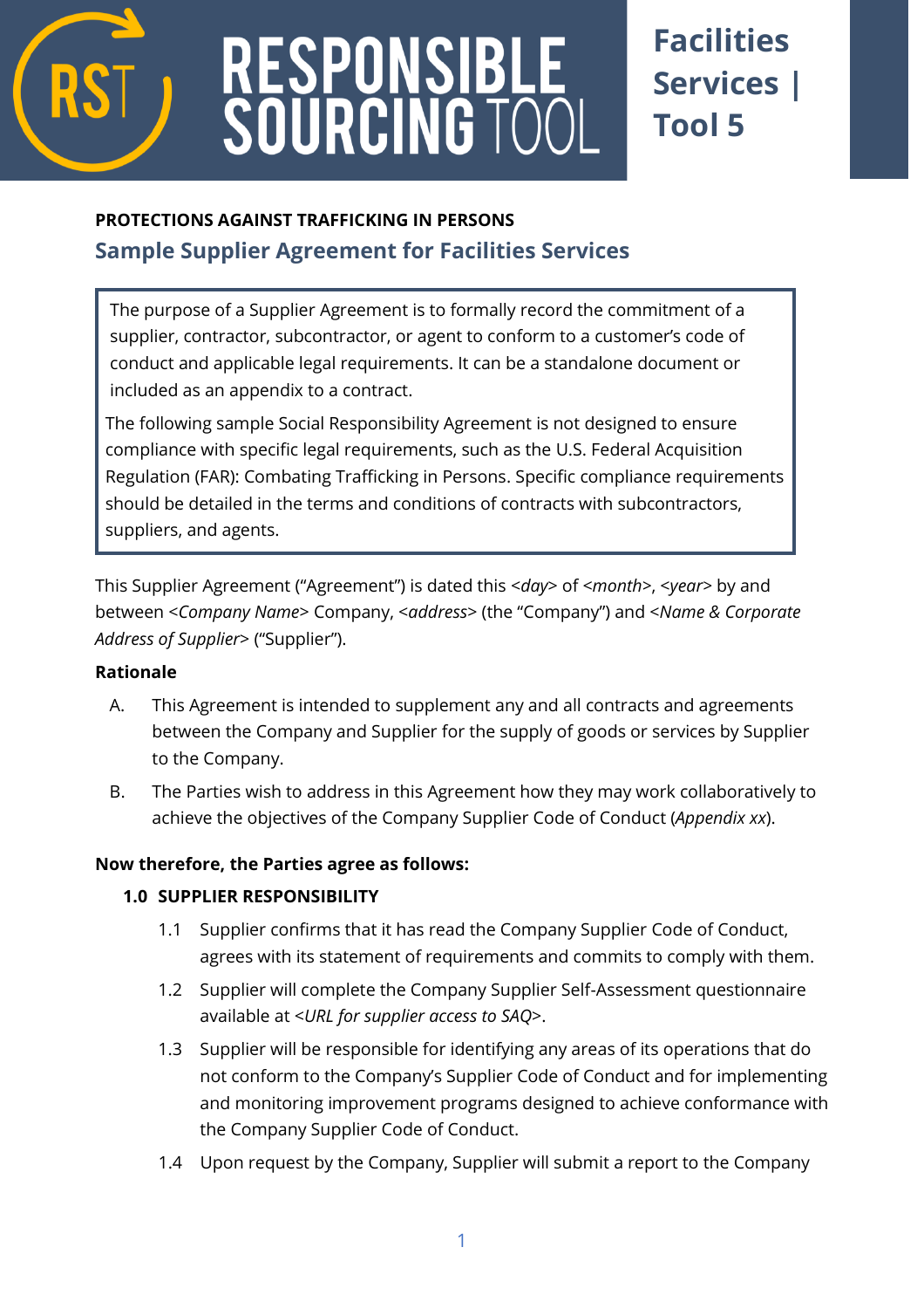# RESPONSIBLE SOURCING TOOL

**Facilities Services | Tool 5**

**PROTECTIONS AGAINST TRAFFICKING IN PERSONS**

## Sample Supplier Agreement for Facilities Services

> The purpose of a Supplier Agreement is to formally record the commitment of a supplier, contractor, subcontractor, or agent to conform to a customer's code of conduct and applicable legal requirements. It can be a standalone document or included as an appendix to a contract.
>
> The following sample Social Responsibility Agreement is not designed to ensure compliance with specific legal requirements, such as the U.S. Federal Acquisition Regulation (FAR): Combating Trafficking in Persons. Specific compliance requirements should be detailed in the terms and conditions of contracts with subcontractors, suppliers, and agents.

This Supplier Agreement ("Agreement") is dated this <*day*> of <*month*>, <*year*> by and between <*Company Name*> Company, <*address*> (the "Company") and <*Name & Corporate Address of Supplier*> ("Supplier").

**Rationale**

A. This Agreement is intended to supplement any and all contracts and agreements between the Company and Supplier for the supply of goods or services by Supplier to the Company.

B. The Parties wish to address in this Agreement how they may work collaboratively to achieve the objectives of the Company Supplier Code of Conduct (*Appendix xx*).

**Now therefore, the Parties agree as follows:**

**1.0 SUPPLIER RESPONSIBILITY**

1.1 Supplier confirms that it has read the Company Supplier Code of Conduct, agrees with its statement of requirements and commits to comply with them.

1.2 Supplier will complete the Company Supplier Self-Assessment questionnaire available at <*URL for supplier access to SAQ*>.

1.3 Supplier will be responsible for identifying any areas of its operations that do not conform to the Company's Supplier Code of Conduct and for implementing and monitoring improvement programs designed to achieve conformance with the Company Supplier Code of Conduct.

1.4 Upon request by the Company, Supplier will submit a report to the Company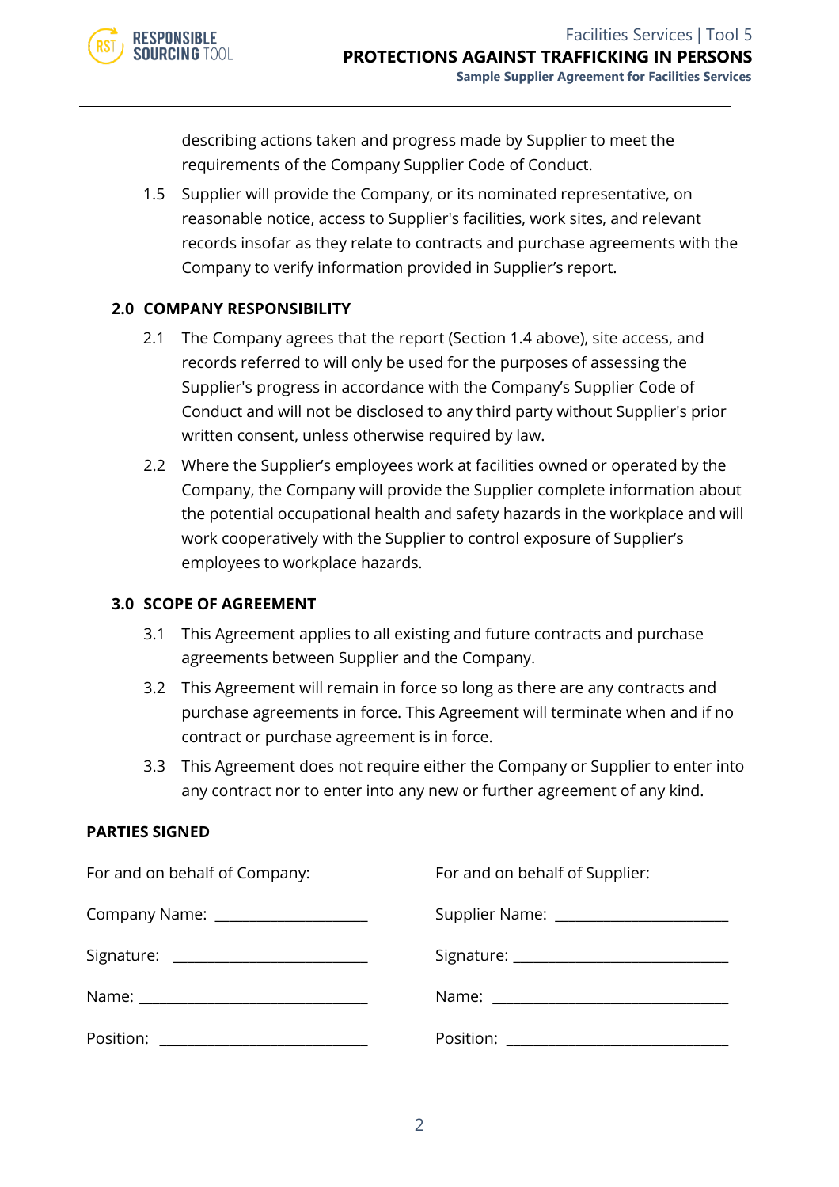describing actions taken and progress made by Supplier to meet the requirements of the Company Supplier Code of Conduct.

1.5 Supplier will provide the Company, or its nominated representative, on reasonable notice, access to Supplier's facilities, work sites, and relevant records insofar as they relate to contracts and purchase agreements with the Company to verify information provided in Supplier's report.

## 2.0 COMPANY RESPONSIBILITY

2.1 The Company agrees that the report (Section 1.4 above), site access, and records referred to will only be used for the purposes of assessing the Supplier's progress in accordance with the Company's Supplier Code of Conduct and will not be disclosed to any third party without Supplier's prior written consent, unless otherwise required by law.

2.2 Where the Supplier's employees work at facilities owned or operated by the Company, the Company will provide the Supplier complete information about the potential occupational health and safety hazards in the workplace and will work cooperatively with the Supplier to control exposure of Supplier's employees to workplace hazards.

## 3.0 SCOPE OF AGREEMENT

3.1 This Agreement applies to all existing and future contracts and purchase agreements between Supplier and the Company.

3.2 This Agreement will remain in force so long as there are any contracts and purchase agreements in force. This Agreement will terminate when and if no contract or purchase agreement is in force.

3.3 This Agreement does not require either the Company or Supplier to enter into any contract nor to enter into any new or further agreement of any kind.

**PARTIES SIGNED**

For and on behalf of Company:

Company Name: ____________________

Signature: ____________________

Name: ____________________

Position: ____________________

For and on behalf of Supplier:

Supplier Name: ____________________

Signature: ____________________

Name: ____________________

Position: ____________________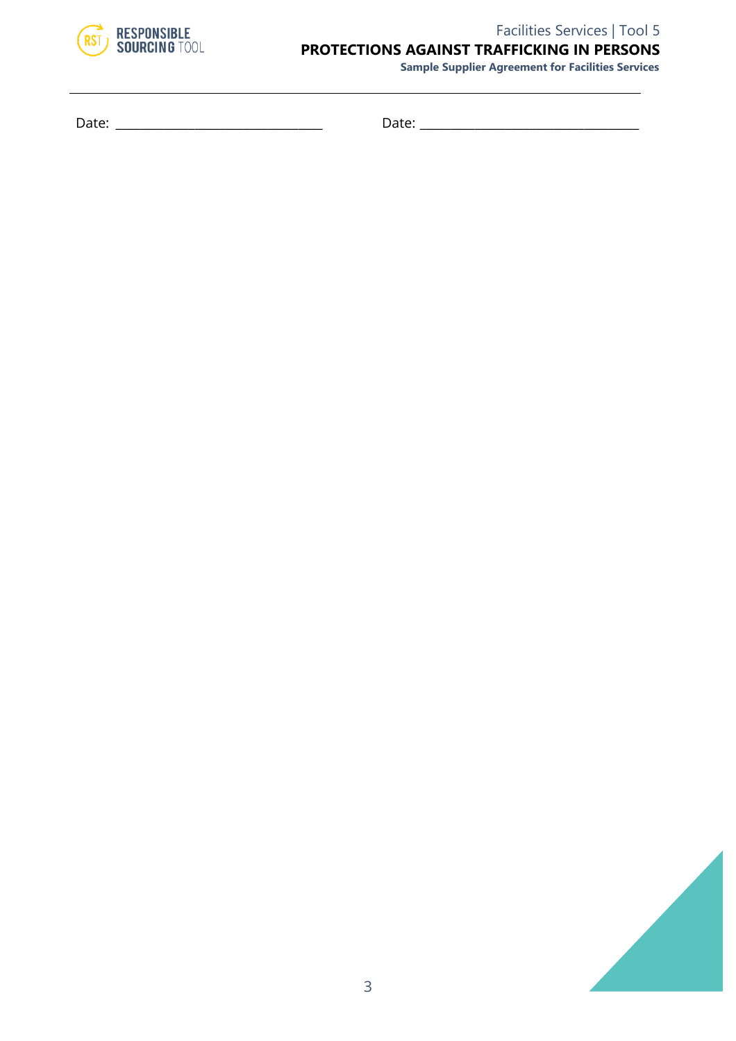Date: ______________________________ Date: ________________________________